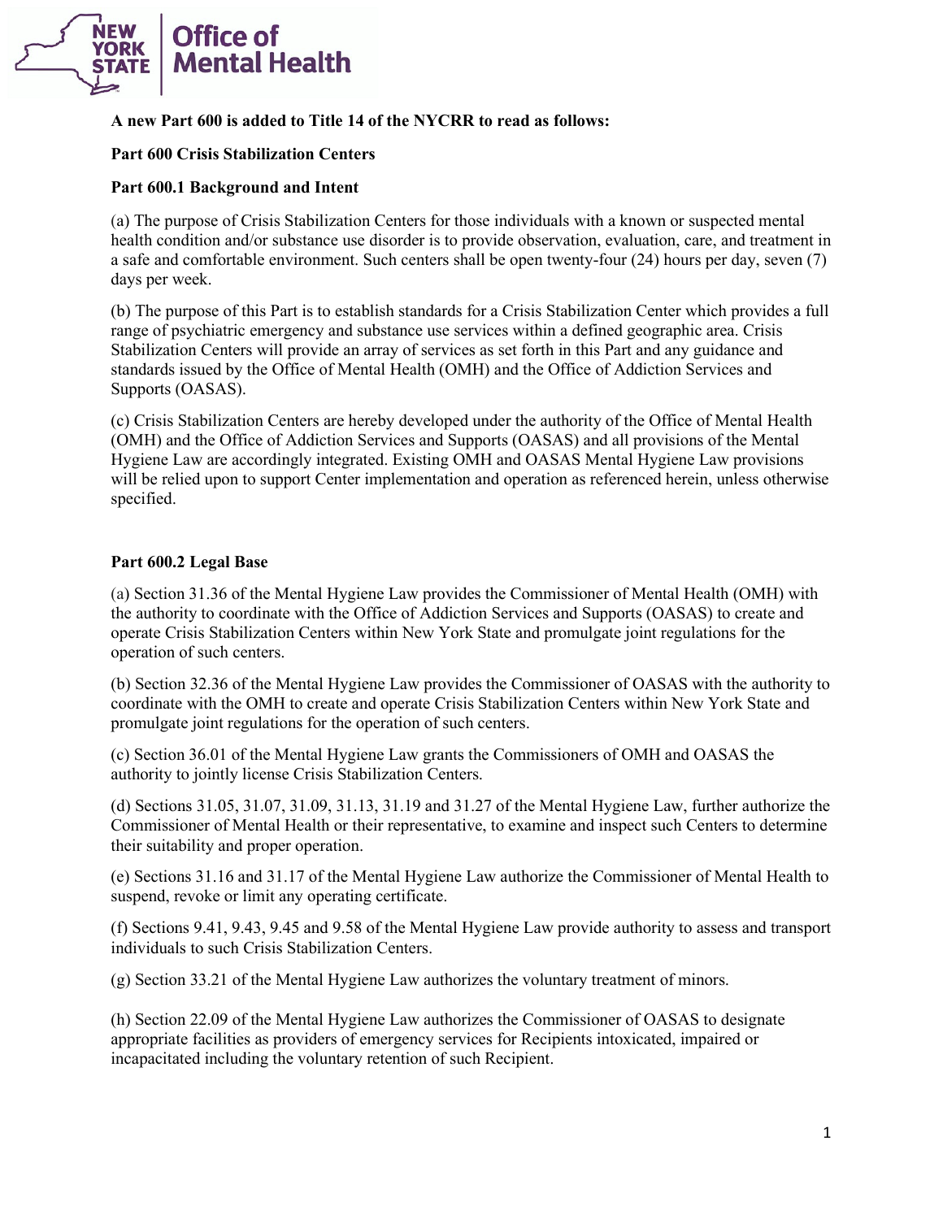**A new Part 600 is added to Title 14 of the NYCRR to read as follows:**

## Part 600 Crisis Stabilization Centers

### Part 600.1 Background and Intent

(a) The purpose of Crisis Stabilization Centers for those individuals with a known or suspected mental health condition and/or substance use disorder is to provide observation, evaluation, care, and treatment in a safe and comfortable environment. Such centers shall be open twenty-four (24) hours per day, seven (7) days per week.

(b) The purpose of this Part is to establish standards for a Crisis Stabilization Center which provides a full range of psychiatric emergency and substance use services within a defined geographic area. Crisis Stabilization Centers will provide an array of services as set forth in this Part and any guidance and standards issued by the Office of Mental Health (OMH) and the Office of Addiction Services and Supports (OASAS).

(c) Crisis Stabilization Centers are hereby developed under the authority of the Office of Mental Health (OMH) and the Office of Addiction Services and Supports (OASAS) and all provisions of the Mental Hygiene Law are accordingly integrated. Existing OMH and OASAS Mental Hygiene Law provisions will be relied upon to support Center implementation and operation as referenced herein, unless otherwise specified.

### Part 600.2 Legal Base

(a) Section 31.36 of the Mental Hygiene Law provides the Commissioner of Mental Health (OMH) with the authority to coordinate with the Office of Addiction Services and Supports (OASAS) to create and operate Crisis Stabilization Centers within New York State and promulgate joint regulations for the operation of such centers.

(b) Section 32.36 of the Mental Hygiene Law provides the Commissioner of OASAS with the authority to coordinate with the OMH to create and operate Crisis Stabilization Centers within New York State and promulgate joint regulations for the operation of such centers.

(c) Section 36.01 of the Mental Hygiene Law grants the Commissioners of OMH and OASAS the authority to jointly license Crisis Stabilization Centers.

(d) Sections 31.05, 31.07, 31.09, 31.13, 31.19 and 31.27 of the Mental Hygiene Law, further authorize the Commissioner of Mental Health or their representative, to examine and inspect such Centers to determine their suitability and proper operation.

(e) Sections 31.16 and 31.17 of the Mental Hygiene Law authorize the Commissioner of Mental Health to suspend, revoke or limit any operating certificate.

(f) Sections 9.41, 9.43, 9.45 and 9.58 of the Mental Hygiene Law provide authority to assess and transport individuals to such Crisis Stabilization Centers.

(g) Section 33.21 of the Mental Hygiene Law authorizes the voluntary treatment of minors.

(h) Section 22.09 of the Mental Hygiene Law authorizes the Commissioner of OASAS to designate appropriate facilities as providers of emergency services for Recipients intoxicated, impaired or incapacitated including the voluntary retention of such Recipient.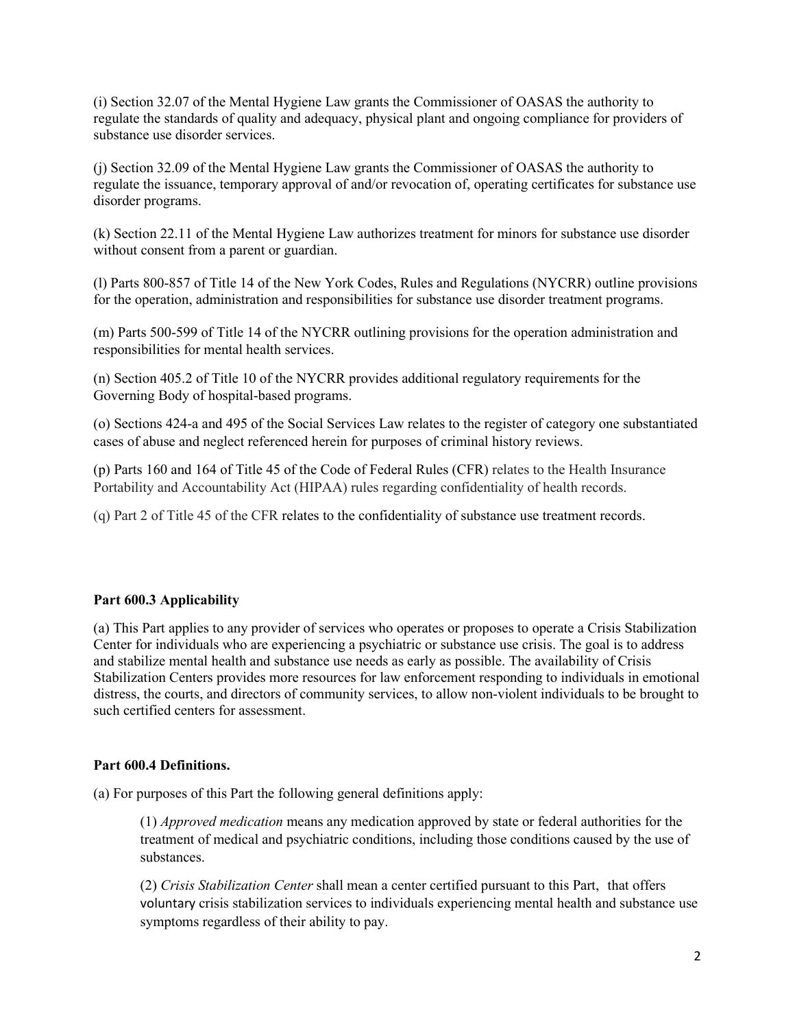(i) Section 32.07 of the Mental Hygiene Law grants the Commissioner of OASAS the authority to regulate the standards of quality and adequacy, physical plant and ongoing compliance for providers of substance use disorder services.

(j) Section 32.09 of the Mental Hygiene Law grants the Commissioner of OASAS the authority to regulate the issuance, temporary approval of and/or revocation of, operating certificates for substance use disorder programs.

(k) Section 22.11 of the Mental Hygiene Law authorizes treatment for minors for substance use disorder without consent from a parent or guardian.

(l) Parts 800-857 of Title 14 of the New York Codes, Rules and Regulations (NYCRR) outline provisions for the operation, administration and responsibilities for substance use disorder treatment programs.

(m) Parts 500-599 of Title 14 of the NYCRR outlining provisions for the operation administration and responsibilities for mental health services.

(n) Section 405.2 of Title 10 of the NYCRR provides additional regulatory requirements for the Governing Body of hospital-based programs.

(o) Sections 424-a and 495 of the Social Services Law relates to the register of category one substantiated cases of abuse and neglect referenced herein for purposes of criminal history reviews.

(p) Parts 160 and 164 of Title 45 of the Code of Federal Rules (CFR) relates to the Health Insurance Portability and Accountability Act (HIPAA) rules regarding confidentiality of health records.

(q) Part 2 of Title 45 of the CFR relates to the confidentiality of substance use treatment records.

**Part 600.3 Applicability**

(a) This Part applies to any provider of services who operates or proposes to operate a Crisis Stabilization Center for individuals who are experiencing a psychiatric or substance use crisis. The goal is to address and stabilize mental health and substance use needs as early as possible. The availability of Crisis Stabilization Centers provides more resources for law enforcement responding to individuals in emotional distress, the courts, and directors of community services, to allow non-violent individuals to be brought to such certified centers for assessment.

**Part 600.4 Definitions.**

(a) For purposes of this Part the following general definitions apply:

(1) *Approved medication* means any medication approved by state or federal authorities for the treatment of medical and psychiatric conditions, including those conditions caused by the use of substances.

(2) *Crisis Stabilization Center* shall mean a center certified pursuant to this Part, that offers voluntary crisis stabilization services to individuals experiencing mental health and substance use symptoms regardless of their ability to pay.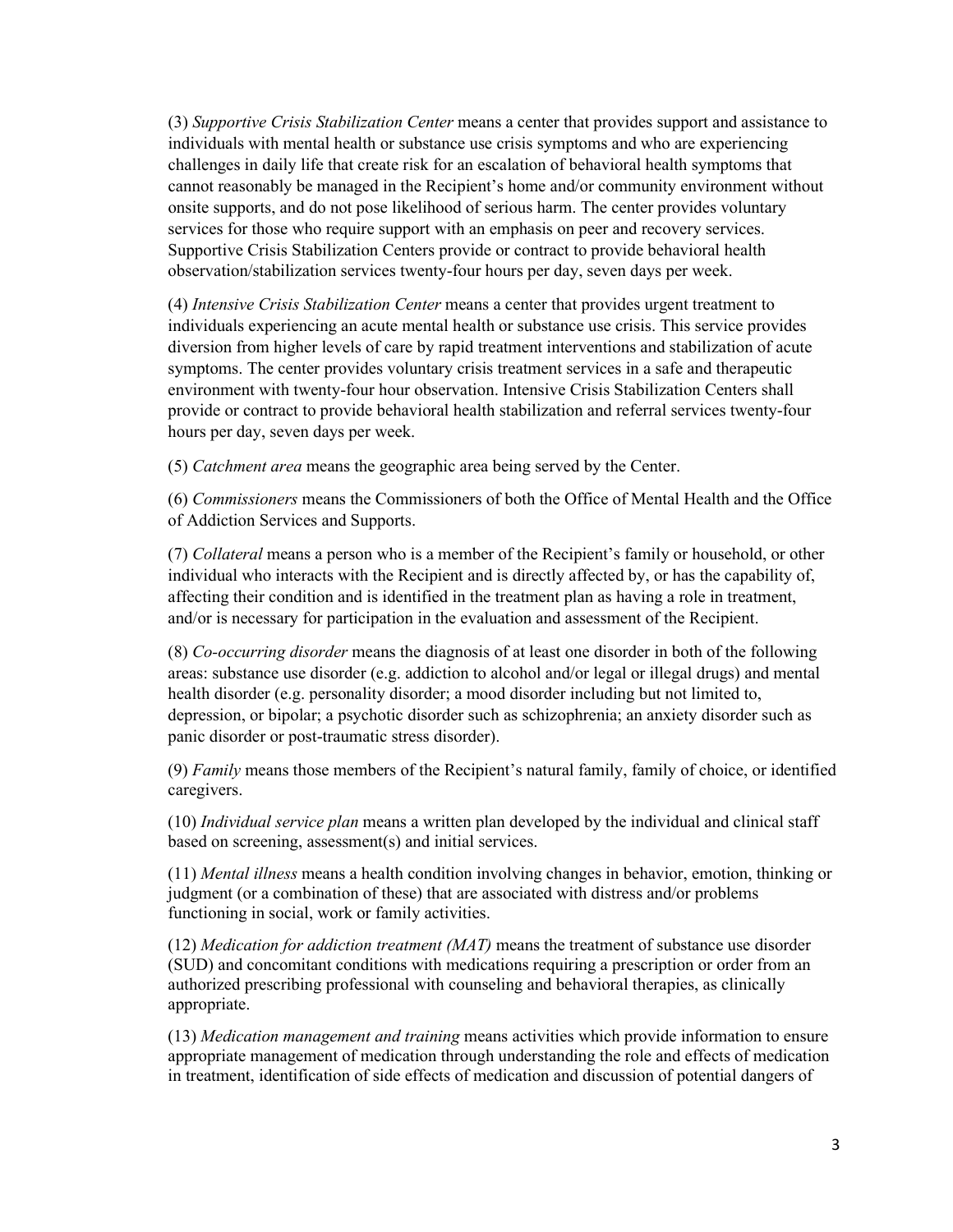(3) *Supportive Crisis Stabilization Center* means a center that provides support and assistance to individuals with mental health or substance use crisis symptoms and who are experiencing challenges in daily life that create risk for an escalation of behavioral health symptoms that cannot reasonably be managed in the Recipient's home and/or community environment without onsite supports, and do not pose likelihood of serious harm. The center provides voluntary services for those who require support with an emphasis on peer and recovery services. Supportive Crisis Stabilization Centers provide or contract to provide behavioral health observation/stabilization services twenty-four hours per day, seven days per week.

(4) *Intensive Crisis Stabilization Center* means a center that provides urgent treatment to individuals experiencing an acute mental health or substance use crisis. This service provides diversion from higher levels of care by rapid treatment interventions and stabilization of acute symptoms. The center provides voluntary crisis treatment services in a safe and therapeutic environment with twenty-four hour observation. Intensive Crisis Stabilization Centers shall provide or contract to provide behavioral health stabilization and referral services twenty-four hours per day, seven days per week.

(5) *Catchment area* means the geographic area being served by the Center.

(6) *Commissioners* means the Commissioners of both the Office of Mental Health and the Office of Addiction Services and Supports.

(7) *Collateral* means a person who is a member of the Recipient's family or household, or other individual who interacts with the Recipient and is directly affected by, or has the capability of, affecting their condition and is identified in the treatment plan as having a role in treatment, and/or is necessary for participation in the evaluation and assessment of the Recipient.

(8) *Co-occurring disorder* means the diagnosis of at least one disorder in both of the following areas: substance use disorder (e.g. addiction to alcohol and/or legal or illegal drugs) and mental health disorder (e.g. personality disorder; a mood disorder including but not limited to, depression, or bipolar; a psychotic disorder such as schizophrenia; an anxiety disorder such as panic disorder or post-traumatic stress disorder).

(9) *Family* means those members of the Recipient's natural family, family of choice, or identified caregivers.

(10) *Individual service plan* means a written plan developed by the individual and clinical staff based on screening, assessment(s) and initial services.

(11) *Mental illness* means a health condition involving changes in behavior, emotion, thinking or judgment (or a combination of these) that are associated with distress and/or problems functioning in social, work or family activities.

(12) *Medication for addiction treatment (MAT)* means the treatment of substance use disorder (SUD) and concomitant conditions with medications requiring a prescription or order from an authorized prescribing professional with counseling and behavioral therapies, as clinically appropriate.

(13) *Medication management and training* means activities which provide information to ensure appropriate management of medication through understanding the role and effects of medication in treatment, identification of side effects of medication and discussion of potential dangers of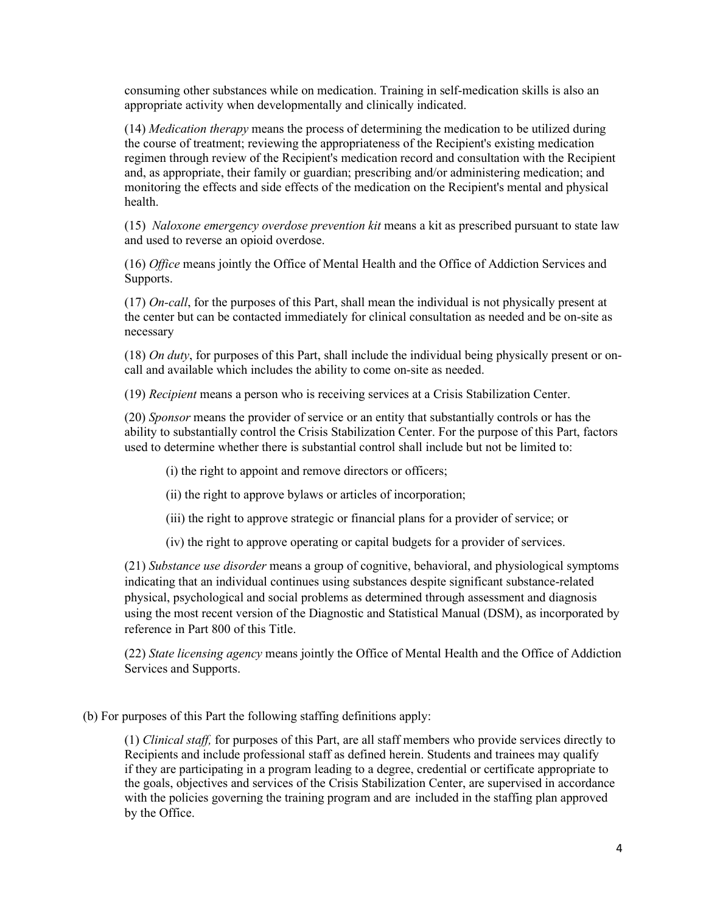consuming other substances while on medication. Training in self-medication skills is also an appropriate activity when developmentally and clinically indicated.

(14) *Medication therapy* means the process of determining the medication to be utilized during the course of treatment; reviewing the appropriateness of the Recipient's existing medication regimen through review of the Recipient's medication record and consultation with the Recipient and, as appropriate, their family or guardian; prescribing and/or administering medication; and monitoring the effects and side effects of the medication on the Recipient's mental and physical health.

(15) *Naloxone emergency overdose prevention kit* means a kit as prescribed pursuant to state law and used to reverse an opioid overdose.

(16) *Office* means jointly the Office of Mental Health and the Office of Addiction Services and Supports.

(17) *On-call*, for the purposes of this Part, shall mean the individual is not physically present at the center but can be contacted immediately for clinical consultation as needed and be on-site as necessary

(18) *On duty*, for purposes of this Part, shall include the individual being physically present or on-call and available which includes the ability to come on-site as needed.

(19) *Recipient* means a person who is receiving services at a Crisis Stabilization Center.

(20) *Sponsor* means the provider of service or an entity that substantially controls or has the ability to substantially control the Crisis Stabilization Center. For the purpose of this Part, factors used to determine whether there is substantial control shall include but not be limited to:

(i) the right to appoint and remove directors or officers;

(ii) the right to approve bylaws or articles of incorporation;

(iii) the right to approve strategic or financial plans for a provider of service; or

(iv) the right to approve operating or capital budgets for a provider of services.

(21) *Substance use disorder* means a group of cognitive, behavioral, and physiological symptoms indicating that an individual continues using substances despite significant substance-related physical, psychological and social problems as determined through assessment and diagnosis using the most recent version of the Diagnostic and Statistical Manual (DSM), as incorporated by reference in Part 800 of this Title.

(22) *State licensing agency* means jointly the Office of Mental Health and the Office of Addiction Services and Supports.

(b) For purposes of this Part the following staffing definitions apply:

(1) *Clinical staff,* for purposes of this Part, are all staff members who provide services directly to Recipients and include professional staff as defined herein. Students and trainees may qualify if they are participating in a program leading to a degree, credential or certificate appropriate to the goals, objectives and services of the Crisis Stabilization Center, are supervised in accordance with the policies governing the training program and are included in the staffing plan approved by the Office.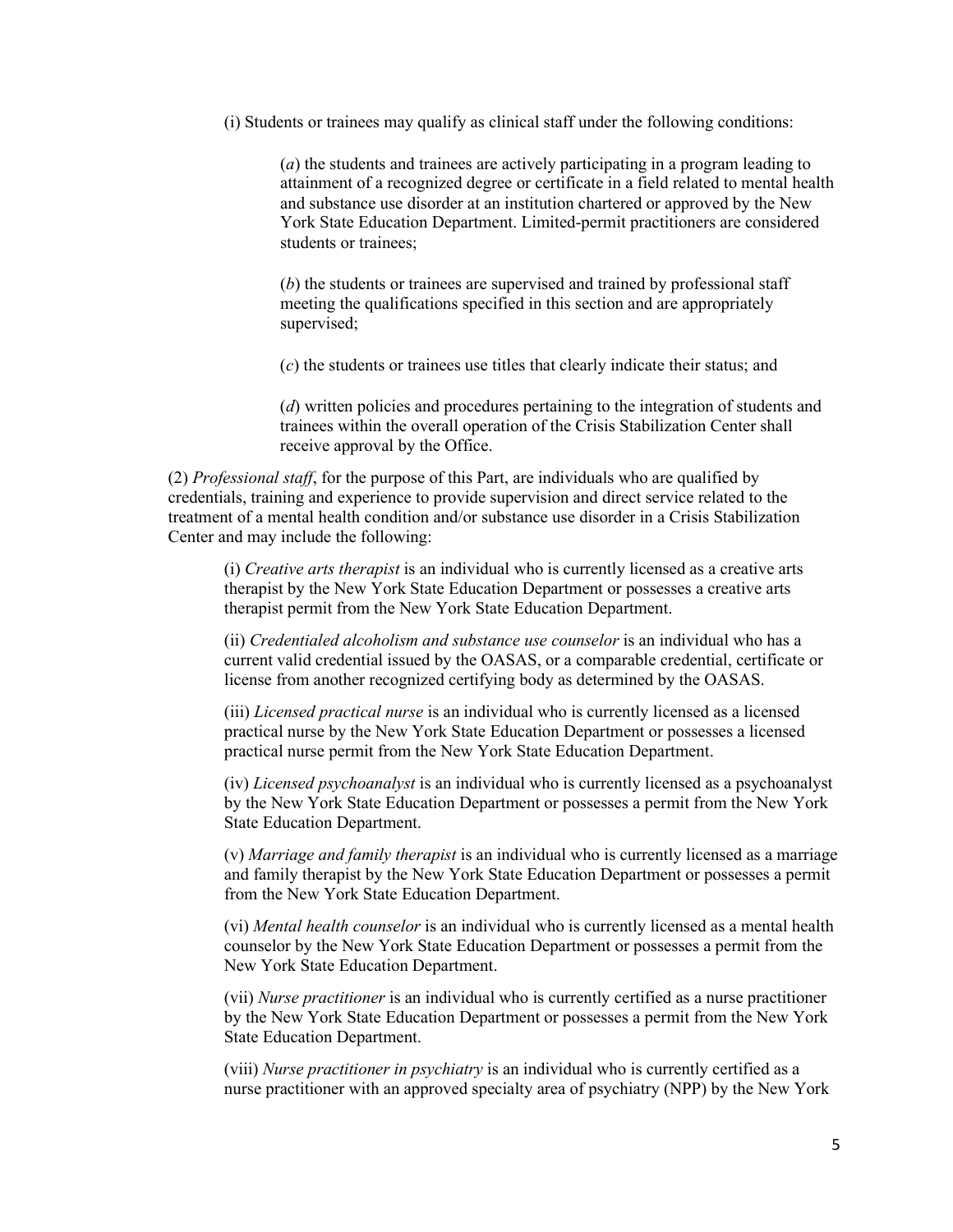(i) Students or trainees may qualify as clinical staff under the following conditions:

(*a*) the students and trainees are actively participating in a program leading to attainment of a recognized degree or certificate in a field related to mental health and substance use disorder at an institution chartered or approved by the New York State Education Department. Limited-permit practitioners are considered students or trainees;

(*b*) the students or trainees are supervised and trained by professional staff meeting the qualifications specified in this section and are appropriately supervised;

(*c*) the students or trainees use titles that clearly indicate their status; and

(*d*) written policies and procedures pertaining to the integration of students and trainees within the overall operation of the Crisis Stabilization Center shall receive approval by the Office.

(2) *Professional staff*, for the purpose of this Part, are individuals who are qualified by credentials, training and experience to provide supervision and direct service related to the treatment of a mental health condition and/or substance use disorder in a Crisis Stabilization Center and may include the following:

(i) *Creative arts therapist* is an individual who is currently licensed as a creative arts therapist by the New York State Education Department or possesses a creative arts therapist permit from the New York State Education Department.

(ii) *Credentialed alcoholism and substance use counselor* is an individual who has a current valid credential issued by the OASAS, or a comparable credential, certificate or license from another recognized certifying body as determined by the OASAS.

(iii) *Licensed practical nurse* is an individual who is currently licensed as a licensed practical nurse by the New York State Education Department or possesses a licensed practical nurse permit from the New York State Education Department.

(iv) *Licensed psychoanalyst* is an individual who is currently licensed as a psychoanalyst by the New York State Education Department or possesses a permit from the New York State Education Department.

(v) *Marriage and family therapist* is an individual who is currently licensed as a marriage and family therapist by the New York State Education Department or possesses a permit from the New York State Education Department.

(vi) *Mental health counselor* is an individual who is currently licensed as a mental health counselor by the New York State Education Department or possesses a permit from the New York State Education Department.

(vii) *Nurse practitioner* is an individual who is currently certified as a nurse practitioner by the New York State Education Department or possesses a permit from the New York State Education Department.

(viii) *Nurse practitioner in psychiatry* is an individual who is currently certified as a nurse practitioner with an approved specialty area of psychiatry (NPP) by the New York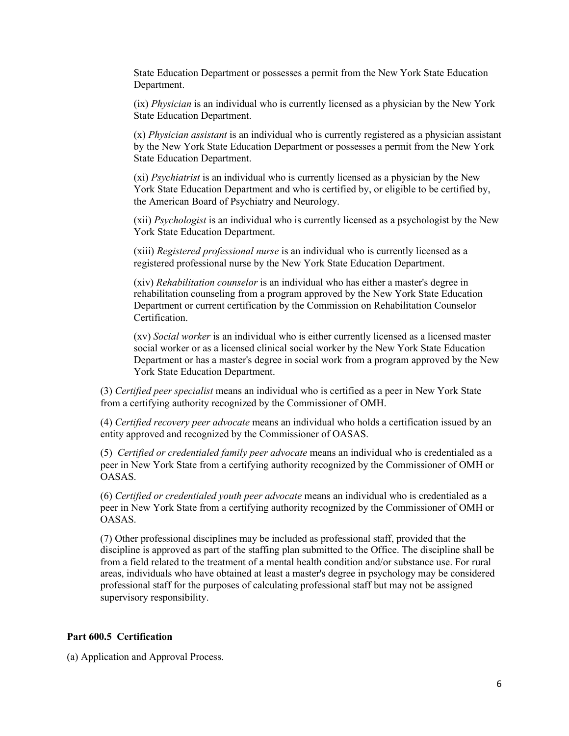State Education Department or possesses a permit from the New York State Education Department.

(ix) *Physician* is an individual who is currently licensed as a physician by the New York State Education Department.

(x) *Physician assistant* is an individual who is currently registered as a physician assistant by the New York State Education Department or possesses a permit from the New York State Education Department.

(xi) *Psychiatrist* is an individual who is currently licensed as a physician by the New York State Education Department and who is certified by, or eligible to be certified by, the American Board of Psychiatry and Neurology.

(xii) *Psychologist* is an individual who is currently licensed as a psychologist by the New York State Education Department.

(xiii) *Registered professional nurse* is an individual who is currently licensed as a registered professional nurse by the New York State Education Department.

(xiv) *Rehabilitation counselor* is an individual who has either a master's degree in rehabilitation counseling from a program approved by the New York State Education Department or current certification by the Commission on Rehabilitation Counselor Certification.

(xv) *Social worker* is an individual who is either currently licensed as a licensed master social worker or as a licensed clinical social worker by the New York State Education Department or has a master's degree in social work from a program approved by the New York State Education Department.

(3) *Certified peer specialist* means an individual who is certified as a peer in New York State from a certifying authority recognized by the Commissioner of OMH.

(4) *Certified recovery peer advocate* means an individual who holds a certification issued by an entity approved and recognized by the Commissioner of OASAS.

(5) *Certified or credentialed family peer advocate* means an individual who is credentialed as a peer in New York State from a certifying authority recognized by the Commissioner of OMH or OASAS.

(6) *Certified or credentialed youth peer advocate* means an individual who is credentialed as a peer in New York State from a certifying authority recognized by the Commissioner of OMH or OASAS.

(7) Other professional disciplines may be included as professional staff, provided that the discipline is approved as part of the staffing plan submitted to the Office. The discipline shall be from a field related to the treatment of a mental health condition and/or substance use. For rural areas, individuals who have obtained at least a master's degree in psychology may be considered professional staff for the purposes of calculating professional staff but may not be assigned supervisory responsibility.

**Part 600.5 Certification**

(a) Application and Approval Process.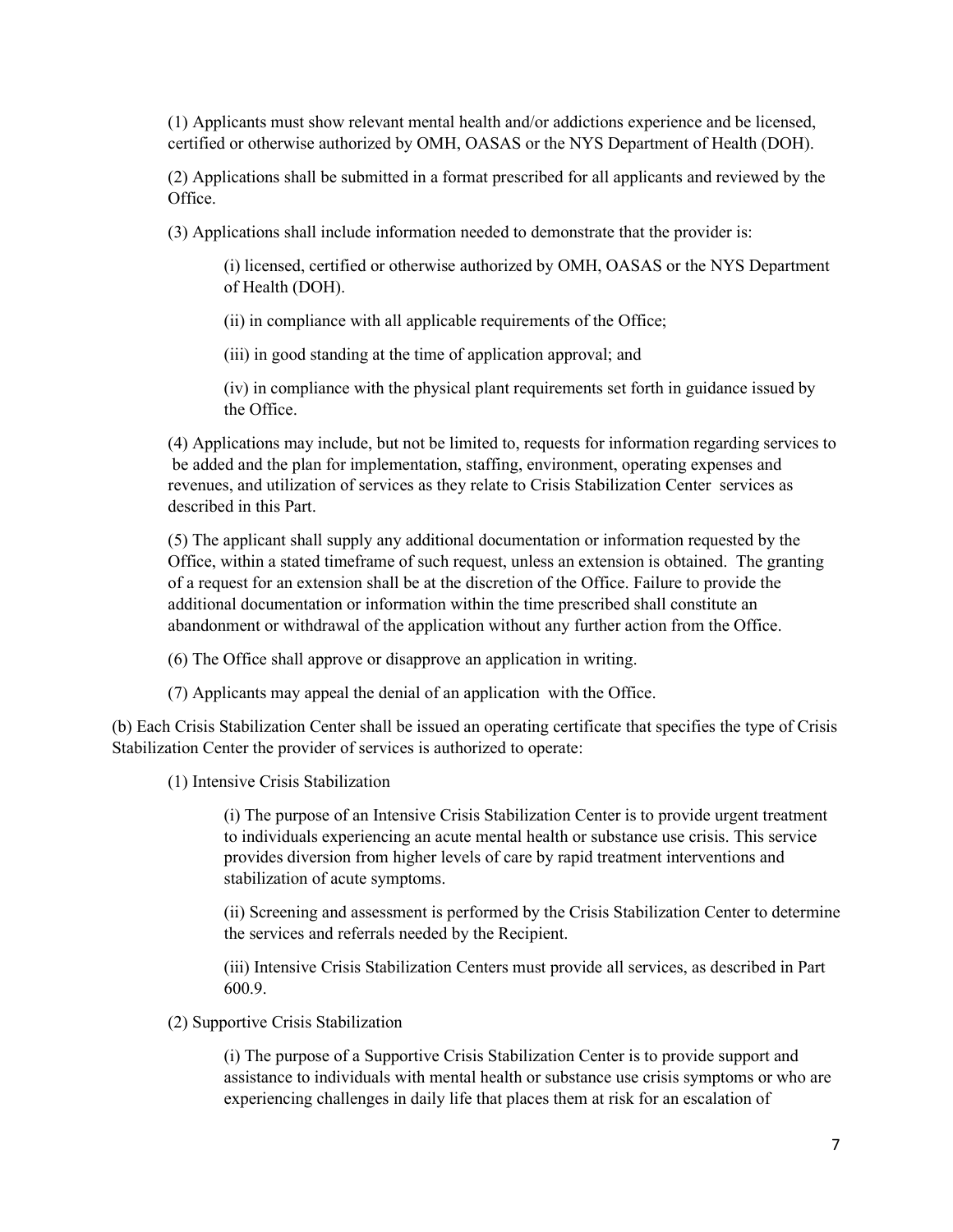(1) Applicants must show relevant mental health and/or addictions experience and be licensed, certified or otherwise authorized by OMH, OASAS or the NYS Department of Health (DOH).

(2) Applications shall be submitted in a format prescribed for all applicants and reviewed by the Office.

(3) Applications shall include information needed to demonstrate that the provider is:

(i) licensed, certified or otherwise authorized by OMH, OASAS or the NYS Department of Health (DOH).

(ii) in compliance with all applicable requirements of the Office;

(iii) in good standing at the time of application approval; and

(iv) in compliance with the physical plant requirements set forth in guidance issued by the Office.

(4) Applications may include, but not be limited to, requests for information regarding services to be added and the plan for implementation, staffing, environment, operating expenses and revenues, and utilization of services as they relate to Crisis Stabilization Center services as described in this Part.

(5) The applicant shall supply any additional documentation or information requested by the Office, within a stated timeframe of such request, unless an extension is obtained. The granting of a request for an extension shall be at the discretion of the Office. Failure to provide the additional documentation or information within the time prescribed shall constitute an abandonment or withdrawal of the application without any further action from the Office.

(6) The Office shall approve or disapprove an application in writing.

(7) Applicants may appeal the denial of an application with the Office.

(b) Each Crisis Stabilization Center shall be issued an operating certificate that specifies the type of Crisis Stabilization Center the provider of services is authorized to operate:

(1) Intensive Crisis Stabilization

(i) The purpose of an Intensive Crisis Stabilization Center is to provide urgent treatment to individuals experiencing an acute mental health or substance use crisis. This service provides diversion from higher levels of care by rapid treatment interventions and stabilization of acute symptoms.

(ii) Screening and assessment is performed by the Crisis Stabilization Center to determine the services and referrals needed by the Recipient.

(iii) Intensive Crisis Stabilization Centers must provide all services, as described in Part 600.9.

(2) Supportive Crisis Stabilization

(i) The purpose of a Supportive Crisis Stabilization Center is to provide support and assistance to individuals with mental health or substance use crisis symptoms or who are experiencing challenges in daily life that places them at risk for an escalation of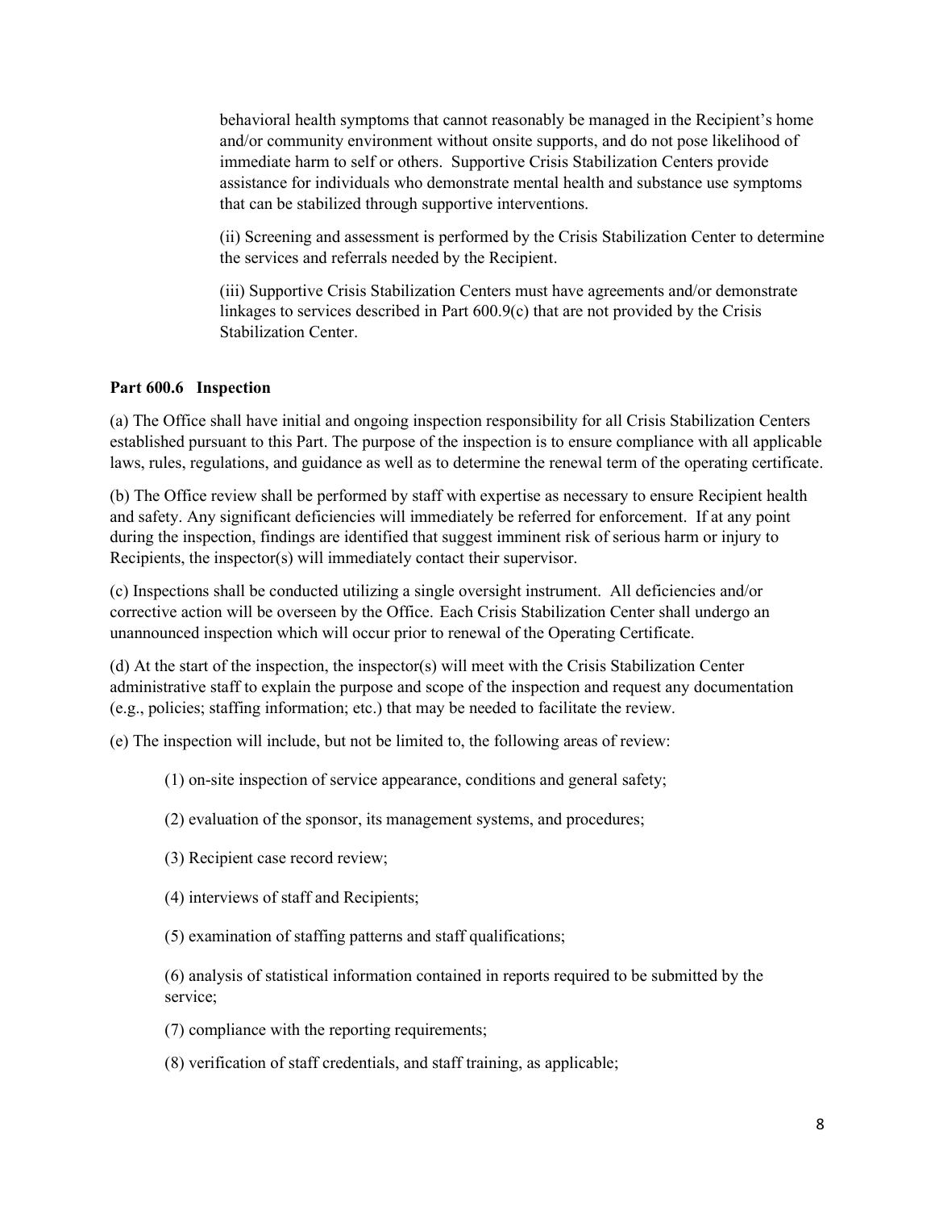behavioral health symptoms that cannot reasonably be managed in the Recipient's home and/or community environment without onsite supports, and do not pose likelihood of immediate harm to self or others. Supportive Crisis Stabilization Centers provide assistance for individuals who demonstrate mental health and substance use symptoms that can be stabilized through supportive interventions.

(ii) Screening and assessment is performed by the Crisis Stabilization Center to determine the services and referrals needed by the Recipient.

(iii) Supportive Crisis Stabilization Centers must have agreements and/or demonstrate linkages to services described in Part 600.9(c) that are not provided by the Crisis Stabilization Center.

**Part 600.6 Inspection**

(a) The Office shall have initial and ongoing inspection responsibility for all Crisis Stabilization Centers established pursuant to this Part. The purpose of the inspection is to ensure compliance with all applicable laws, rules, regulations, and guidance as well as to determine the renewal term of the operating certificate.

(b) The Office review shall be performed by staff with expertise as necessary to ensure Recipient health and safety. Any significant deficiencies will immediately be referred for enforcement. If at any point during the inspection, findings are identified that suggest imminent risk of serious harm or injury to Recipients, the inspector(s) will immediately contact their supervisor.

(c) Inspections shall be conducted utilizing a single oversight instrument. All deficiencies and/or corrective action will be overseen by the Office. Each Crisis Stabilization Center shall undergo an unannounced inspection which will occur prior to renewal of the Operating Certificate.

(d) At the start of the inspection, the inspector(s) will meet with the Crisis Stabilization Center administrative staff to explain the purpose and scope of the inspection and request any documentation (e.g., policies; staffing information; etc.) that may be needed to facilitate the review.

(e) The inspection will include, but not be limited to, the following areas of review:

(1) on-site inspection of service appearance, conditions and general safety;

(2) evaluation of the sponsor, its management systems, and procedures;

(3) Recipient case record review;

(4) interviews of staff and Recipients;

(5) examination of staffing patterns and staff qualifications;

(6) analysis of statistical information contained in reports required to be submitted by the service;

(7) compliance with the reporting requirements;

(8) verification of staff credentials, and staff training, as applicable;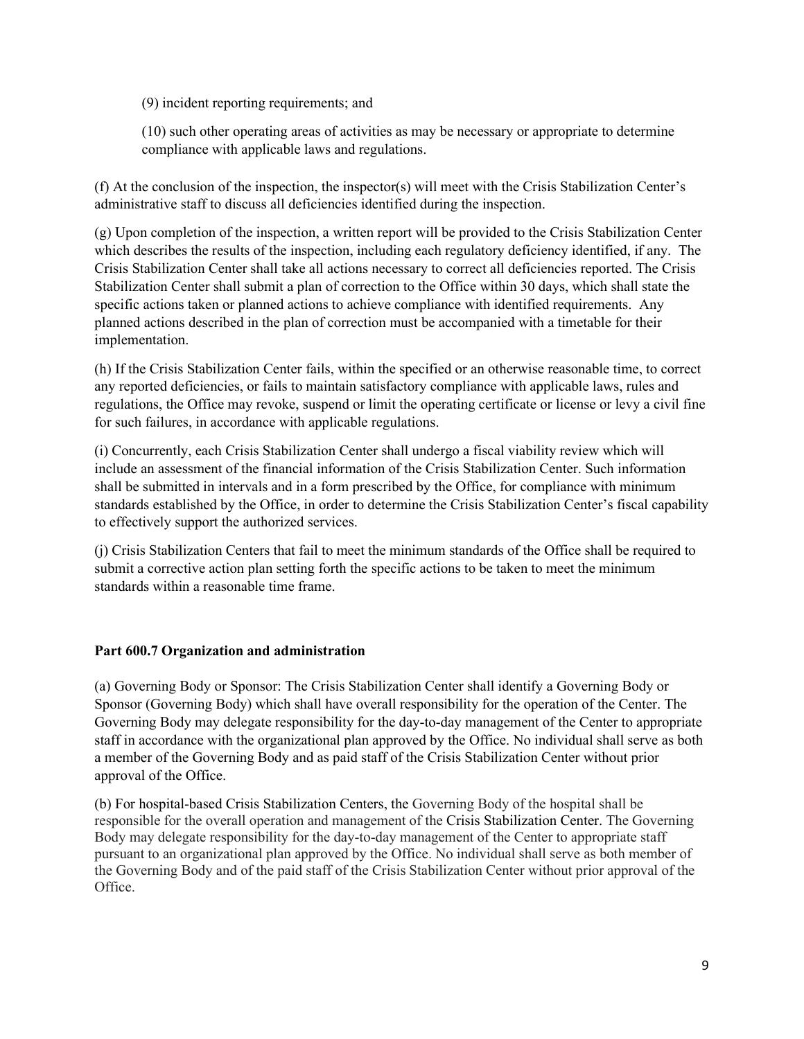(9) incident reporting requirements; and

(10) such other operating areas of activities as may be necessary or appropriate to determine compliance with applicable laws and regulations.

(f) At the conclusion of the inspection, the inspector(s) will meet with the Crisis Stabilization Center's administrative staff to discuss all deficiencies identified during the inspection.

(g) Upon completion of the inspection, a written report will be provided to the Crisis Stabilization Center which describes the results of the inspection, including each regulatory deficiency identified, if any. The Crisis Stabilization Center shall take all actions necessary to correct all deficiencies reported. The Crisis Stabilization Center shall submit a plan of correction to the Office within 30 days, which shall state the specific actions taken or planned actions to achieve compliance with identified requirements. Any planned actions described in the plan of correction must be accompanied with a timetable for their implementation.

(h) If the Crisis Stabilization Center fails, within the specified or an otherwise reasonable time, to correct any reported deficiencies, or fails to maintain satisfactory compliance with applicable laws, rules and regulations, the Office may revoke, suspend or limit the operating certificate or license or levy a civil fine for such failures, in accordance with applicable regulations.

(i) Concurrently, each Crisis Stabilization Center shall undergo a fiscal viability review which will include an assessment of the financial information of the Crisis Stabilization Center. Such information shall be submitted in intervals and in a form prescribed by the Office, for compliance with minimum standards established by the Office, in order to determine the Crisis Stabilization Center's fiscal capability to effectively support the authorized services.

(j) Crisis Stabilization Centers that fail to meet the minimum standards of the Office shall be required to submit a corrective action plan setting forth the specific actions to be taken to meet the minimum standards within a reasonable time frame.

**Part 600.7 Organization and administration**

(a) Governing Body or Sponsor: The Crisis Stabilization Center shall identify a Governing Body or Sponsor (Governing Body) which shall have overall responsibility for the operation of the Center. The Governing Body may delegate responsibility for the day-to-day management of the Center to appropriate staff in accordance with the organizational plan approved by the Office. No individual shall serve as both a member of the Governing Body and as paid staff of the Crisis Stabilization Center without prior approval of the Office.

(b) For hospital-based Crisis Stabilization Centers, the Governing Body of the hospital shall be responsible for the overall operation and management of the Crisis Stabilization Center. The Governing Body may delegate responsibility for the day-to-day management of the Center to appropriate staff pursuant to an organizational plan approved by the Office. No individual shall serve as both member of the Governing Body and of the paid staff of the Crisis Stabilization Center without prior approval of the Office.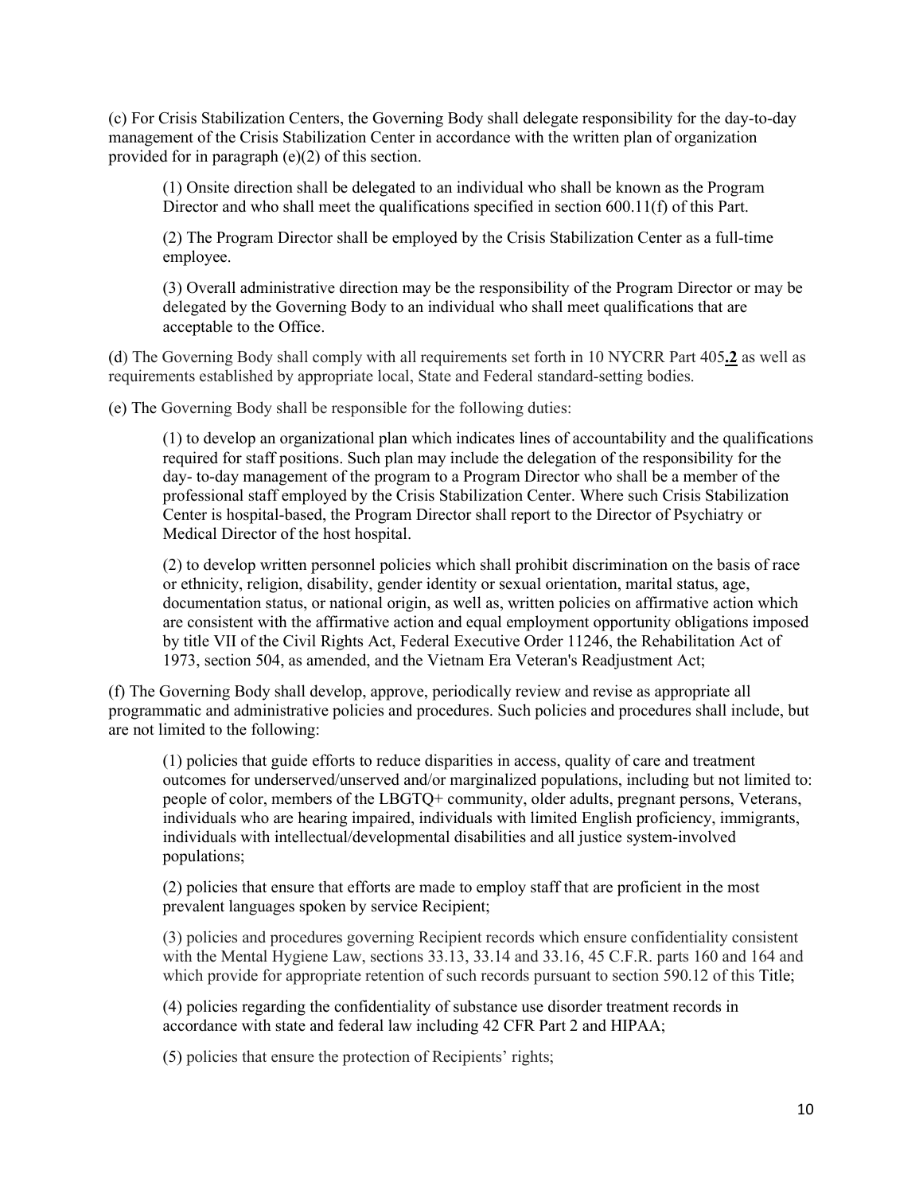(c) For Crisis Stabilization Centers, the Governing Body shall delegate responsibility for the day-to-day management of the Crisis Stabilization Center in accordance with the written plan of organization provided for in paragraph (e)(2) of this section.

(1) Onsite direction shall be delegated to an individual who shall be known as the Program Director and who shall meet the qualifications specified in section 600.11(f) of this Part.

(2) The Program Director shall be employed by the Crisis Stabilization Center as a full-time employee.

(3) Overall administrative direction may be the responsibility of the Program Director or may be delegated by the Governing Body to an individual who shall meet qualifications that are acceptable to the Office.

(d) The Governing Body shall comply with all requirements set forth in 10 NYCRR Part 405**.2** as well as requirements established by appropriate local, State and Federal standard-setting bodies.

(e) The Governing Body shall be responsible for the following duties:

(1) to develop an organizational plan which indicates lines of accountability and the qualifications required for staff positions. Such plan may include the delegation of the responsibility for the day- to-day management of the program to a Program Director who shall be a member of the professional staff employed by the Crisis Stabilization Center. Where such Crisis Stabilization Center is hospital-based, the Program Director shall report to the Director of Psychiatry or Medical Director of the host hospital.

(2) to develop written personnel policies which shall prohibit discrimination on the basis of race or ethnicity, religion, disability, gender identity or sexual orientation, marital status, age, documentation status, or national origin, as well as, written policies on affirmative action which are consistent with the affirmative action and equal employment opportunity obligations imposed by title VII of the Civil Rights Act, Federal Executive Order 11246, the Rehabilitation Act of 1973, section 504, as amended, and the Vietnam Era Veteran's Readjustment Act;

(f) The Governing Body shall develop, approve, periodically review and revise as appropriate all programmatic and administrative policies and procedures. Such policies and procedures shall include, but are not limited to the following:

(1) policies that guide efforts to reduce disparities in access, quality of care and treatment outcomes for underserved/unserved and/or marginalized populations, including but not limited to: people of color, members of the LBGTQ+ community, older adults, pregnant persons, Veterans, individuals who are hearing impaired, individuals with limited English proficiency, immigrants, individuals with intellectual/developmental disabilities and all justice system-involved populations;

(2) policies that ensure that efforts are made to employ staff that are proficient in the most prevalent languages spoken by service Recipient;

(3) policies and procedures governing Recipient records which ensure confidentiality consistent with the Mental Hygiene Law, sections 33.13, 33.14 and 33.16, 45 C.F.R. parts 160 and 164 and which provide for appropriate retention of such records pursuant to section 590.12 of this Title;

(4) policies regarding the confidentiality of substance use disorder treatment records in accordance with state and federal law including 42 CFR Part 2 and HIPAA;

(5) policies that ensure the protection of Recipients' rights;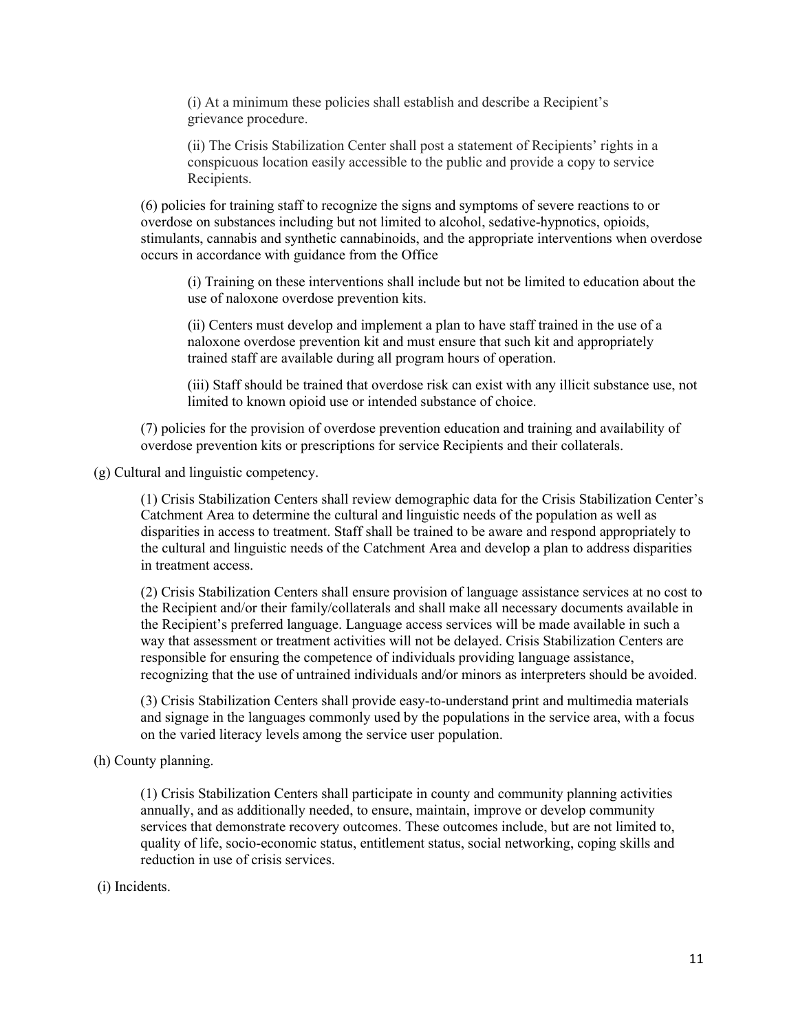(i) At a minimum these policies shall establish and describe a Recipient's grievance procedure.

(ii) The Crisis Stabilization Center shall post a statement of Recipients' rights in a conspicuous location easily accessible to the public and provide a copy to service Recipients.

(6) policies for training staff to recognize the signs and symptoms of severe reactions to or overdose on substances including but not limited to alcohol, sedative-hypnotics, opioids, stimulants, cannabis and synthetic cannabinoids, and the appropriate interventions when overdose occurs in accordance with guidance from the Office

(i) Training on these interventions shall include but not be limited to education about the use of naloxone overdose prevention kits.

(ii) Centers must develop and implement a plan to have staff trained in the use of a naloxone overdose prevention kit and must ensure that such kit and appropriately trained staff are available during all program hours of operation.

(iii) Staff should be trained that overdose risk can exist with any illicit substance use, not limited to known opioid use or intended substance of choice.

(7) policies for the provision of overdose prevention education and training and availability of overdose prevention kits or prescriptions for service Recipients and their collaterals.

(g) Cultural and linguistic competency.

(1) Crisis Stabilization Centers shall review demographic data for the Crisis Stabilization Center's Catchment Area to determine the cultural and linguistic needs of the population as well as disparities in access to treatment. Staff shall be trained to be aware and respond appropriately to the cultural and linguistic needs of the Catchment Area and develop a plan to address disparities in treatment access.

(2) Crisis Stabilization Centers shall ensure provision of language assistance services at no cost to the Recipient and/or their family/collaterals and shall make all necessary documents available in the Recipient's preferred language. Language access services will be made available in such a way that assessment or treatment activities will not be delayed. Crisis Stabilization Centers are responsible for ensuring the competence of individuals providing language assistance, recognizing that the use of untrained individuals and/or minors as interpreters should be avoided.

(3) Crisis Stabilization Centers shall provide easy-to-understand print and multimedia materials and signage in the languages commonly used by the populations in the service area, with a focus on the varied literacy levels among the service user population.

(h) County planning.

(1) Crisis Stabilization Centers shall participate in county and community planning activities annually, and as additionally needed, to ensure, maintain, improve or develop community services that demonstrate recovery outcomes. These outcomes include, but are not limited to, quality of life, socio-economic status, entitlement status, social networking, coping skills and reduction in use of crisis services.

(i) Incidents.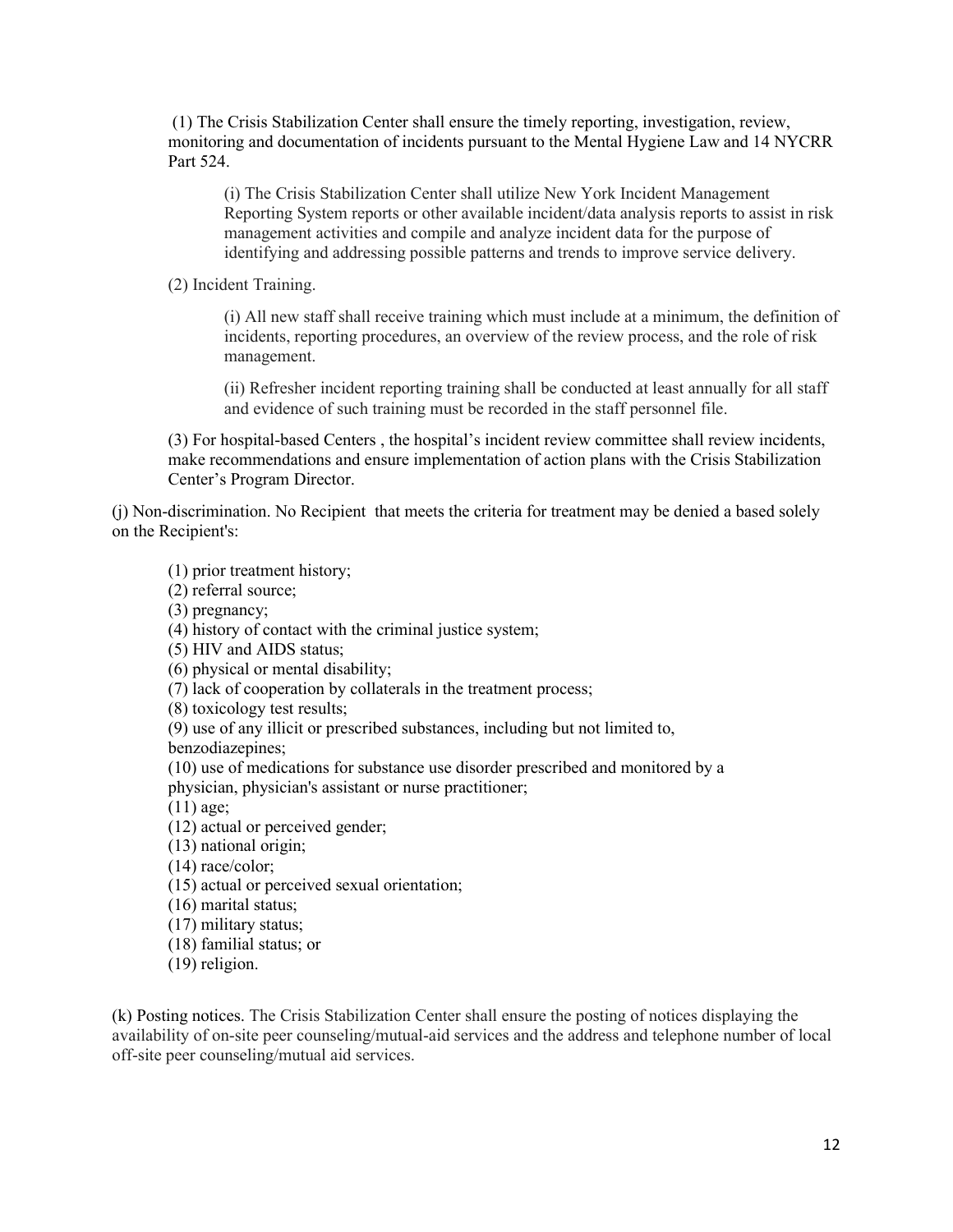(1) The Crisis Stabilization Center shall ensure the timely reporting, investigation, review, monitoring and documentation of incidents pursuant to the Mental Hygiene Law and 14 NYCRR Part 524.

> (i) The Crisis Stabilization Center shall utilize New York Incident Management Reporting System reports or other available incident/data analysis reports to assist in risk management activities and compile and analyze incident data for the purpose of identifying and addressing possible patterns and trends to improve service delivery.

(2) Incident Training.

> (i) All new staff shall receive training which must include at a minimum, the definition of incidents, reporting procedures, an overview of the review process, and the role of risk management.
>
> (ii) Refresher incident reporting training shall be conducted at least annually for all staff and evidence of such training must be recorded in the staff personnel file.

(3) For hospital-based Centers , the hospital's incident review committee shall review incidents, make recommendations and ensure implementation of action plans with the Crisis Stabilization Center's Program Director.

(j) Non-discrimination. No Recipient that meets the criteria for treatment may be denied a based solely on the Recipient's:

(1) prior treatment history;
(2) referral source;
(3) pregnancy;
(4) history of contact with the criminal justice system;
(5) HIV and AIDS status;
(6) physical or mental disability;
(7) lack of cooperation by collaterals in the treatment process;
(8) toxicology test results;
(9) use of any illicit or prescribed substances, including but not limited to, benzodiazepines;
(10) use of medications for substance use disorder prescribed and monitored by a physician, physician's assistant or nurse practitioner;
(11) age;
(12) actual or perceived gender;
(13) national origin;
(14) race/color;
(15) actual or perceived sexual orientation;
(16) marital status;
(17) military status;
(18) familial status; or
(19) religion.

(k) Posting notices. The Crisis Stabilization Center shall ensure the posting of notices displaying the availability of on-site peer counseling/mutual-aid services and the address and telephone number of local off-site peer counseling/mutual aid services.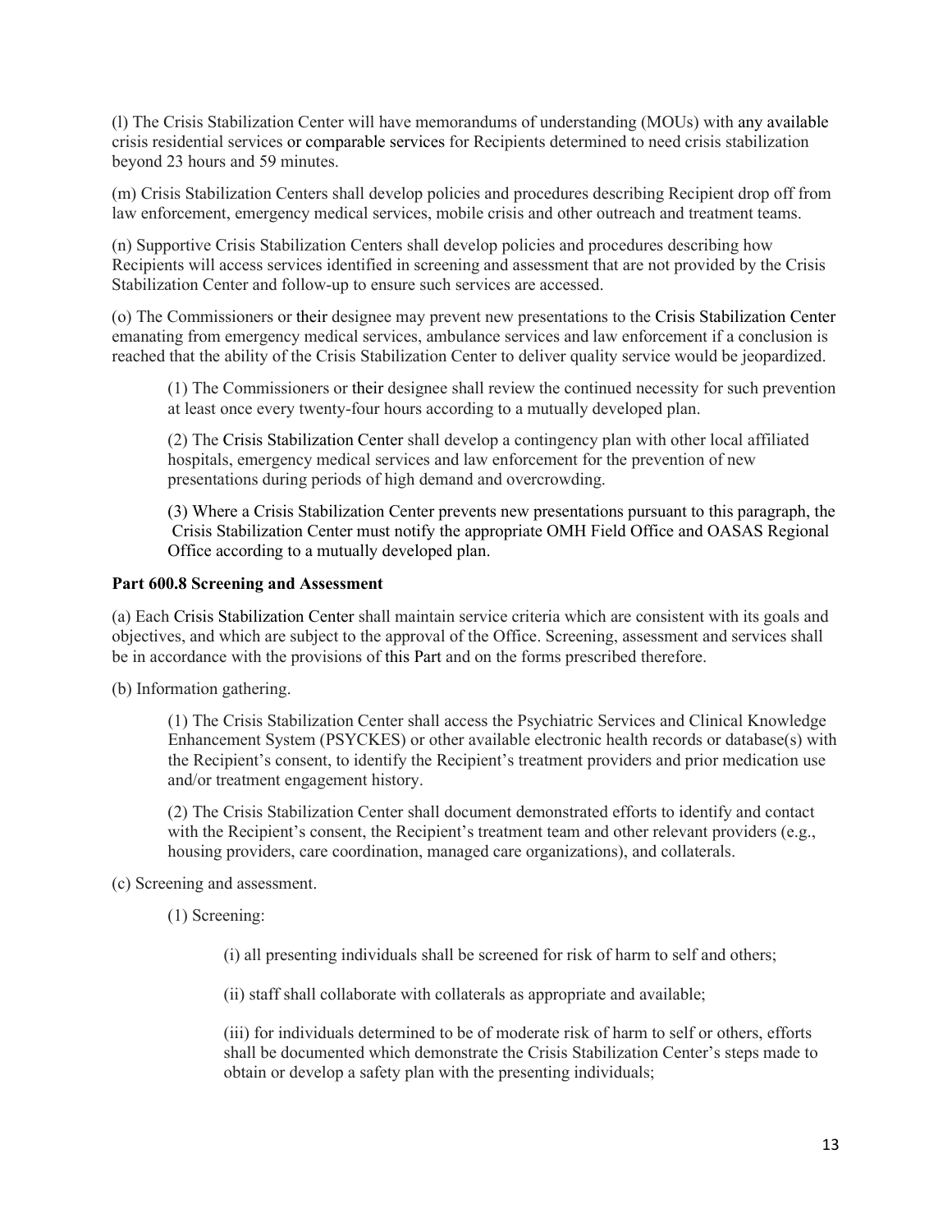(l) The Crisis Stabilization Center will have memorandums of understanding (MOUs) with any available crisis residential services or comparable services for Recipients determined to need crisis stabilization beyond 23 hours and 59 minutes.

(m) Crisis Stabilization Centers shall develop policies and procedures describing Recipient drop off from law enforcement, emergency medical services, mobile crisis and other outreach and treatment teams.

(n) Supportive Crisis Stabilization Centers shall develop policies and procedures describing how Recipients will access services identified in screening and assessment that are not provided by the Crisis Stabilization Center and follow-up to ensure such services are accessed.

(o) The Commissioners or their designee may prevent new presentations to the Crisis Stabilization Center emanating from emergency medical services, ambulance services and law enforcement if a conclusion is reached that the ability of the Crisis Stabilization Center to deliver quality service would be jeopardized.

> (1) The Commissioners or their designee shall review the continued necessity for such prevention at least once every twenty-four hours according to a mutually developed plan.
>
> (2) The Crisis Stabilization Center shall develop a contingency plan with other local affiliated hospitals, emergency medical services and law enforcement for the prevention of new presentations during periods of high demand and overcrowding.
>
> (3) Where a Crisis Stabilization Center prevents new presentations pursuant to this paragraph, the Crisis Stabilization Center must notify the appropriate OMH Field Office and OASAS Regional Office according to a mutually developed plan.

**Part 600.8 Screening and Assessment**

(a) Each Crisis Stabilization Center shall maintain service criteria which are consistent with its goals and objectives, and which are subject to the approval of the Office. Screening, assessment and services shall be in accordance with the provisions of this Part and on the forms prescribed therefore.

(b) Information gathering.

> (1) The Crisis Stabilization Center shall access the Psychiatric Services and Clinical Knowledge Enhancement System (PSYCKES) or other available electronic health records or database(s) with the Recipient's consent, to identify the Recipient's treatment providers and prior medication use and/or treatment engagement history.
>
> (2) The Crisis Stabilization Center shall document demonstrated efforts to identify and contact with the Recipient's consent, the Recipient's treatment team and other relevant providers (e.g., housing providers, care coordination, managed care organizations), and collaterals.

(c) Screening and assessment.

> (1) Screening:
>
> > (i) all presenting individuals shall be screened for risk of harm to self and others;
> >
> > (ii) staff shall collaborate with collaterals as appropriate and available;
> >
> > (iii) for individuals determined to be of moderate risk of harm to self or others, efforts shall be documented which demonstrate the Crisis Stabilization Center's steps made to obtain or develop a safety plan with the presenting individuals;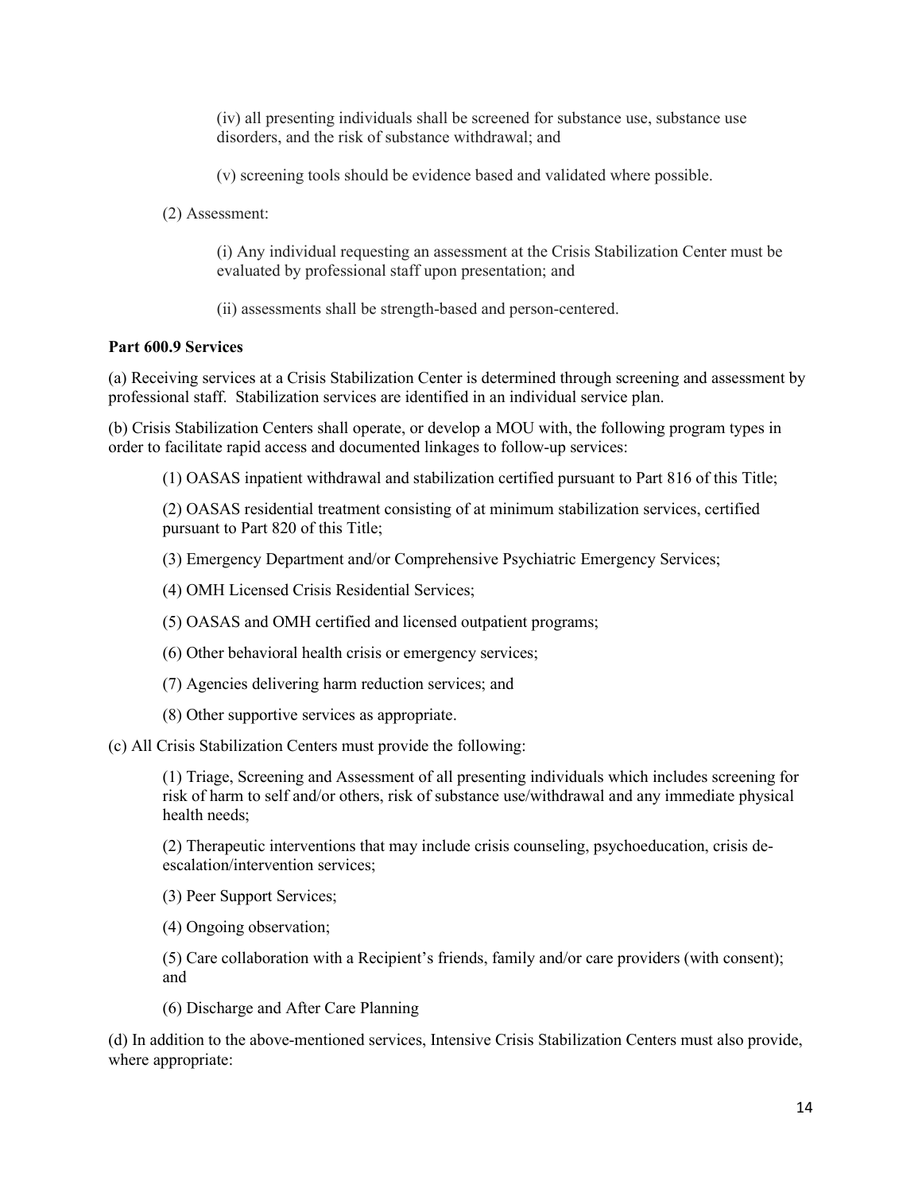(iv) all presenting individuals shall be screened for substance use, substance use disorders, and the risk of substance withdrawal; and

(v) screening tools should be evidence based and validated where possible.

(2) Assessment:

(i) Any individual requesting an assessment at the Crisis Stabilization Center must be evaluated by professional staff upon presentation; and

(ii) assessments shall be strength-based and person-centered.

**Part 600.9 Services**

(a) Receiving services at a Crisis Stabilization Center is determined through screening and assessment by professional staff. Stabilization services are identified in an individual service plan.

(b) Crisis Stabilization Centers shall operate, or develop a MOU with, the following program types in order to facilitate rapid access and documented linkages to follow-up services:

(1) OASAS inpatient withdrawal and stabilization certified pursuant to Part 816 of this Title;

(2) OASAS residential treatment consisting of at minimum stabilization services, certified pursuant to Part 820 of this Title;

(3) Emergency Department and/or Comprehensive Psychiatric Emergency Services;

(4) OMH Licensed Crisis Residential Services;

(5) OASAS and OMH certified and licensed outpatient programs;

(6) Other behavioral health crisis or emergency services;

(7) Agencies delivering harm reduction services; and

(8) Other supportive services as appropriate.

(c) All Crisis Stabilization Centers must provide the following:

(1) Triage, Screening and Assessment of all presenting individuals which includes screening for risk of harm to self and/or others, risk of substance use/withdrawal and any immediate physical health needs;

(2) Therapeutic interventions that may include crisis counseling, psychoeducation, crisis de-escalation/intervention services;

(3) Peer Support Services;

(4) Ongoing observation;

(5) Care collaboration with a Recipient's friends, family and/or care providers (with consent); and

(6) Discharge and After Care Planning

(d) In addition to the above-mentioned services, Intensive Crisis Stabilization Centers must also provide, where appropriate: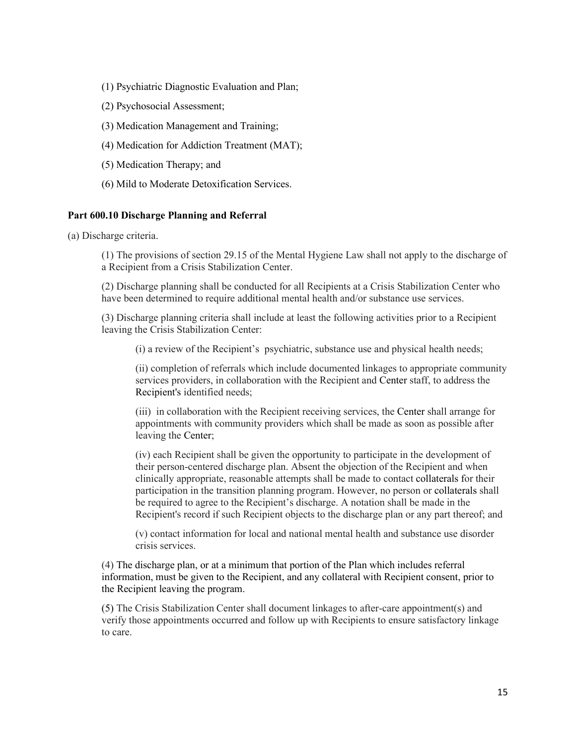(1) Psychiatric Diagnostic Evaluation and Plan;

(2) Psychosocial Assessment;

(3) Medication Management and Training;

(4) Medication for Addiction Treatment (MAT);

(5) Medication Therapy; and

(6) Mild to Moderate Detoxification Services.

**Part 600.10 Discharge Planning and Referral**

(a) Discharge criteria.

> (1) The provisions of section 29.15 of the Mental Hygiene Law shall not apply to the discharge of a Recipient from a Crisis Stabilization Center.
>
> (2) Discharge planning shall be conducted for all Recipients at a Crisis Stabilization Center who have been determined to require additional mental health and/or substance use services.
>
> (3) Discharge planning criteria shall include at least the following activities prior to a Recipient leaving the Crisis Stabilization Center:
>
> > (i) a review of the Recipient's psychiatric, substance use and physical health needs;
> >
> > (ii) completion of referrals which include documented linkages to appropriate community services providers, in collaboration with the Recipient and Center staff, to address the Recipient's identified needs;
> >
> > (iii) in collaboration with the Recipient receiving services, the Center shall arrange for appointments with community providers which shall be made as soon as possible after leaving the Center;
> >
> > (iv) each Recipient shall be given the opportunity to participate in the development of their person-centered discharge plan. Absent the objection of the Recipient and when clinically appropriate, reasonable attempts shall be made to contact collaterals for their participation in the transition planning program. However, no person or collaterals shall be required to agree to the Recipient's discharge. A notation shall be made in the Recipient's record if such Recipient objects to the discharge plan or any part thereof; and
> >
> > (v) contact information for local and national mental health and substance use disorder crisis services.
>
> (4) The discharge plan, or at a minimum that portion of the Plan which includes referral information, must be given to the Recipient, and any collateral with Recipient consent, prior to the Recipient leaving the program.
>
> (5) The Crisis Stabilization Center shall document linkages to after-care appointment(s) and verify those appointments occurred and follow up with Recipients to ensure satisfactory linkage to care.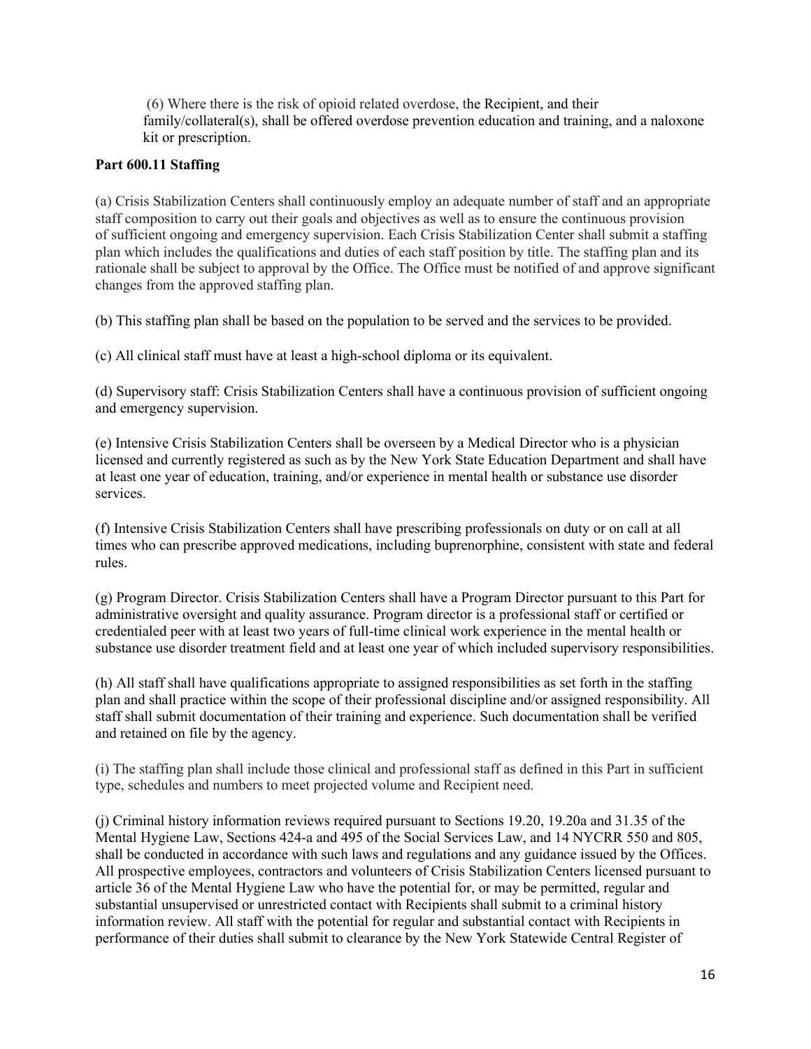(6) Where there is the risk of opioid related overdose, the Recipient, and their family/collateral(s), shall be offered overdose prevention education and training, and a naloxone kit or prescription.

**Part 600.11 Staffing**

(a) Crisis Stabilization Centers shall continuously employ an adequate number of staff and an appropriate staff composition to carry out their goals and objectives as well as to ensure the continuous provision of sufficient ongoing and emergency supervision. Each Crisis Stabilization Center shall submit a staffing plan which includes the qualifications and duties of each staff position by title. The staffing plan and its rationale shall be subject to approval by the Office. The Office must be notified of and approve significant changes from the approved staffing plan.

(b) This staffing plan shall be based on the population to be served and the services to be provided.

(c) All clinical staff must have at least a high-school diploma or its equivalent.

(d) Supervisory staff: Crisis Stabilization Centers shall have a continuous provision of sufficient ongoing and emergency supervision.

(e) Intensive Crisis Stabilization Centers shall be overseen by a Medical Director who is a physician licensed and currently registered as such as by the New York State Education Department and shall have at least one year of education, training, and/or experience in mental health or substance use disorder services.

(f) Intensive Crisis Stabilization Centers shall have prescribing professionals on duty or on call at all times who can prescribe approved medications, including buprenorphine, consistent with state and federal rules.

(g) Program Director. Crisis Stabilization Centers shall have a Program Director pursuant to this Part for administrative oversight and quality assurance. Program director is a professional staff or certified or credentialed peer with at least two years of full-time clinical work experience in the mental health or substance use disorder treatment field and at least one year of which included supervisory responsibilities.

(h) All staff shall have qualifications appropriate to assigned responsibilities as set forth in the staffing plan and shall practice within the scope of their professional discipline and/or assigned responsibility. All staff shall submit documentation of their training and experience. Such documentation shall be verified and retained on file by the agency.

(i) The staffing plan shall include those clinical and professional staff as defined in this Part in sufficient type, schedules and numbers to meet projected volume and Recipient need.

(j) Criminal history information reviews required pursuant to Sections 19.20, 19.20a and 31.35 of the Mental Hygiene Law, Sections 424-a and 495 of the Social Services Law, and 14 NYCRR 550 and 805, shall be conducted in accordance with such laws and regulations and any guidance issued by the Offices. All prospective employees, contractors and volunteers of Crisis Stabilization Centers licensed pursuant to article 36 of the Mental Hygiene Law who have the potential for, or may be permitted, regular and substantial unsupervised or unrestricted contact with Recipients shall submit to a criminal history information review. All staff with the potential for regular and substantial contact with Recipients in performance of their duties shall submit to clearance by the New York Statewide Central Register of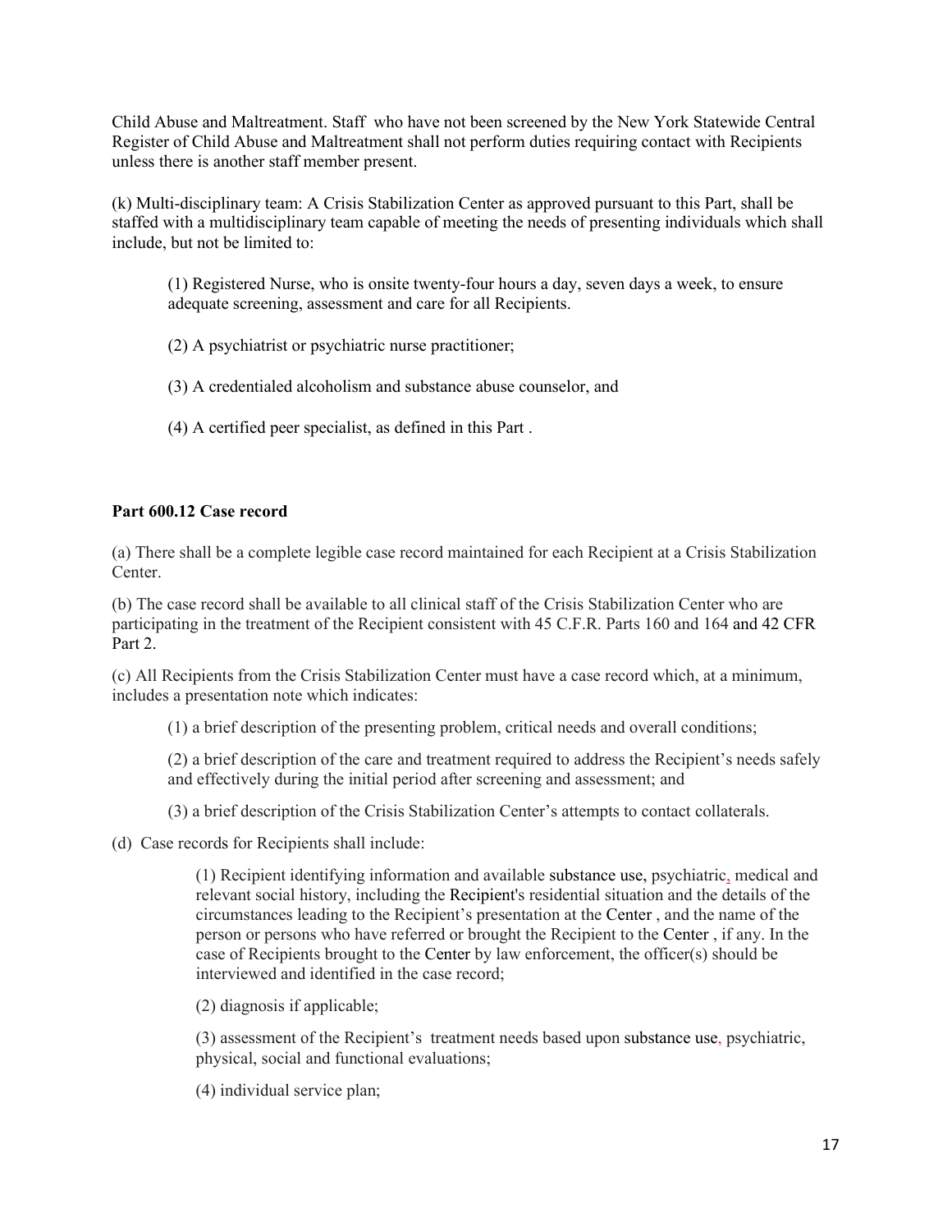Child Abuse and Maltreatment. Staff who have not been screened by the New York Statewide Central Register of Child Abuse and Maltreatment shall not perform duties requiring contact with Recipients unless there is another staff member present.

(k) Multi-disciplinary team: A Crisis Stabilization Center as approved pursuant to this Part, shall be staffed with a multidisciplinary team capable of meeting the needs of presenting individuals which shall include, but not be limited to:

(1) Registered Nurse, who is onsite twenty-four hours a day, seven days a week, to ensure adequate screening, assessment and care for all Recipients.

(2) A psychiatrist or psychiatric nurse practitioner;

(3) A credentialed alcoholism and substance abuse counselor, and

(4) A certified peer specialist, as defined in this Part .

**Part 600.12 Case record**

(a) There shall be a complete legible case record maintained for each Recipient at a Crisis Stabilization Center.

(b) The case record shall be available to all clinical staff of the Crisis Stabilization Center who are participating in the treatment of the Recipient consistent with 45 C.F.R. Parts 160 and 164 and 42 CFR Part 2.

(c) All Recipients from the Crisis Stabilization Center must have a case record which, at a minimum, includes a presentation note which indicates:

(1) a brief description of the presenting problem, critical needs and overall conditions;

(2) a brief description of the care and treatment required to address the Recipient's needs safely and effectively during the initial period after screening and assessment; and

(3) a brief description of the Crisis Stabilization Center's attempts to contact collaterals.

(d) Case records for Recipients shall include:

(1) Recipient identifying information and available substance use, psychiatric, medical and relevant social history, including the Recipient's residential situation and the details of the circumstances leading to the Recipient's presentation at the Center , and the name of the person or persons who have referred or brought the Recipient to the Center , if any. In the case of Recipients brought to the Center by law enforcement, the officer(s) should be interviewed and identified in the case record;

(2) diagnosis if applicable;

(3) assessment of the Recipient's treatment needs based upon substance use, psychiatric, physical, social and functional evaluations;

(4) individual service plan;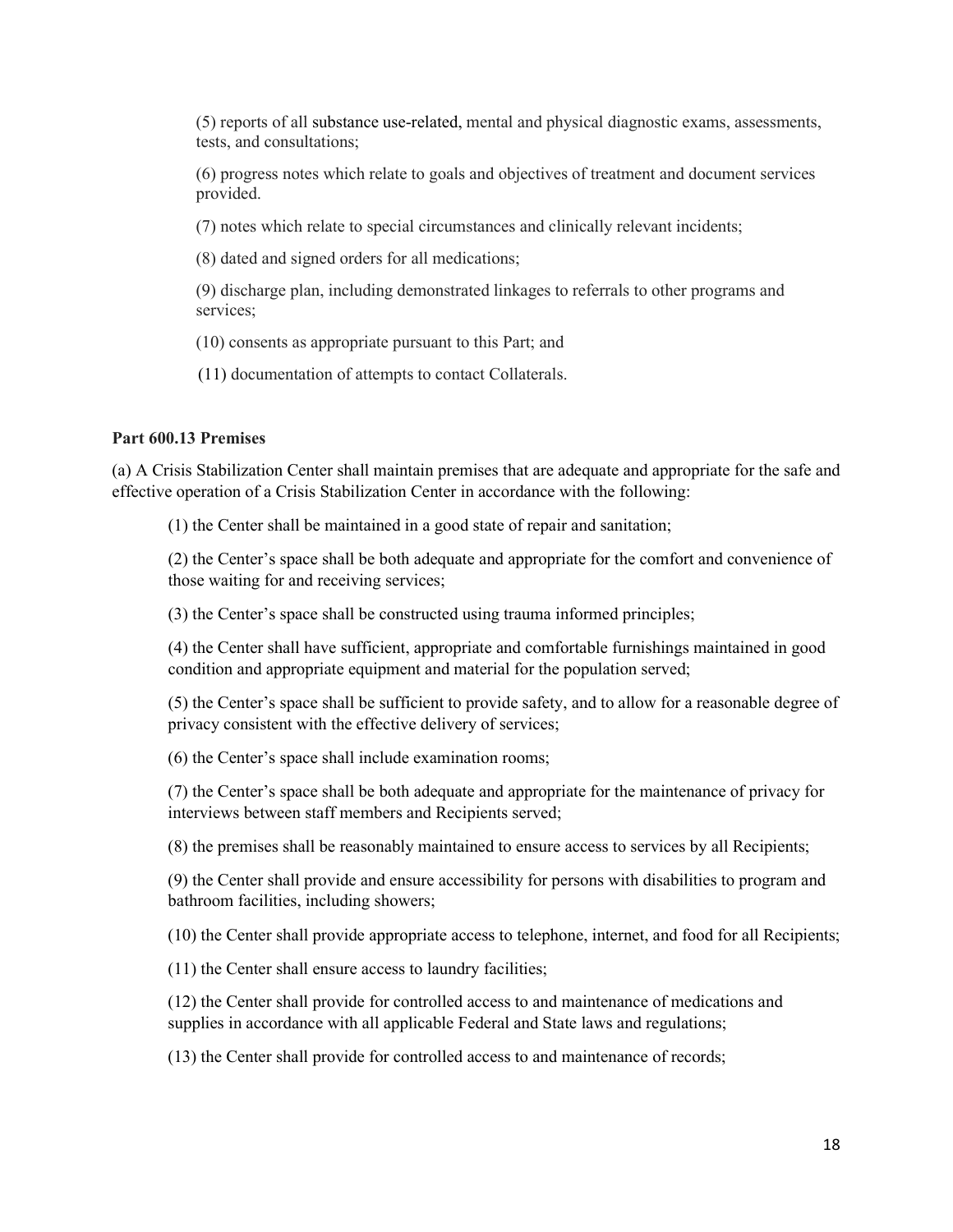(5) reports of all substance use-related, mental and physical diagnostic exams, assessments, tests, and consultations;

(6) progress notes which relate to goals and objectives of treatment and document services provided.

(7) notes which relate to special circumstances and clinically relevant incidents;

(8) dated and signed orders for all medications;

(9) discharge plan, including demonstrated linkages to referrals to other programs and services;

(10) consents as appropriate pursuant to this Part; and

(11) documentation of attempts to contact Collaterals.

**Part 600.13 Premises**

(a) A Crisis Stabilization Center shall maintain premises that are adequate and appropriate for the safe and effective operation of a Crisis Stabilization Center in accordance with the following:

(1) the Center shall be maintained in a good state of repair and sanitation;

(2) the Center's space shall be both adequate and appropriate for the comfort and convenience of those waiting for and receiving services;

(3) the Center's space shall be constructed using trauma informed principles;

(4) the Center shall have sufficient, appropriate and comfortable furnishings maintained in good condition and appropriate equipment and material for the population served;

(5) the Center's space shall be sufficient to provide safety, and to allow for a reasonable degree of privacy consistent with the effective delivery of services;

(6) the Center's space shall include examination rooms;

(7) the Center's space shall be both adequate and appropriate for the maintenance of privacy for interviews between staff members and Recipients served;

(8) the premises shall be reasonably maintained to ensure access to services by all Recipients;

(9) the Center shall provide and ensure accessibility for persons with disabilities to program and bathroom facilities, including showers;

(10) the Center shall provide appropriate access to telephone, internet, and food for all Recipients;

(11) the Center shall ensure access to laundry facilities;

(12) the Center shall provide for controlled access to and maintenance of medications and supplies in accordance with all applicable Federal and State laws and regulations;

(13) the Center shall provide for controlled access to and maintenance of records;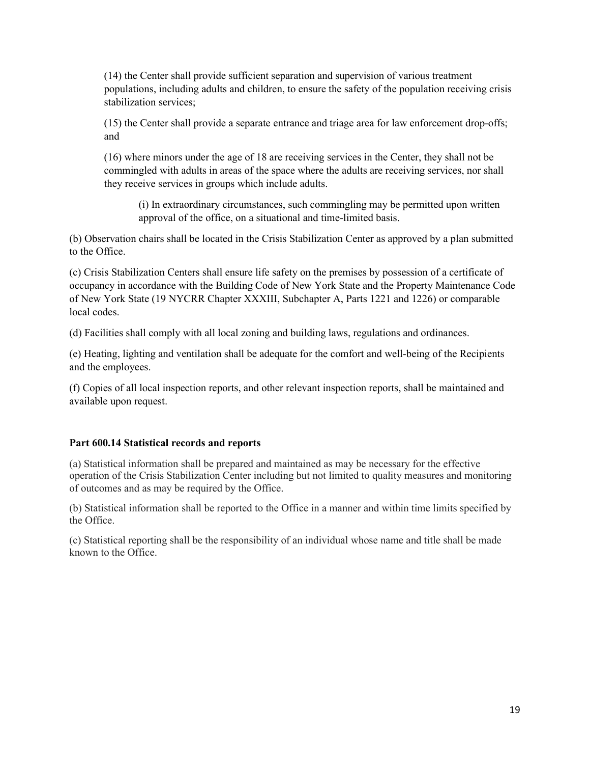(14) the Center shall provide sufficient separation and supervision of various treatment populations, including adults and children, to ensure the safety of the population receiving crisis stabilization services;

(15) the Center shall provide a separate entrance and triage area for law enforcement drop-offs; and

(16) where minors under the age of 18 are receiving services in the Center, they shall not be commingled with adults in areas of the space where the adults are receiving services, nor shall they receive services in groups which include adults.

(i) In extraordinary circumstances, such commingling may be permitted upon written approval of the office, on a situational and time-limited basis.

(b) Observation chairs shall be located in the Crisis Stabilization Center as approved by a plan submitted to the Office.

(c) Crisis Stabilization Centers shall ensure life safety on the premises by possession of a certificate of occupancy in accordance with the Building Code of New York State and the Property Maintenance Code of New York State (19 NYCRR Chapter XXXIII, Subchapter A, Parts 1221 and 1226) or comparable local codes.

(d) Facilities shall comply with all local zoning and building laws, regulations and ordinances.

(e) Heating, lighting and ventilation shall be adequate for the comfort and well-being of the Recipients and the employees.

(f) Copies of all local inspection reports, and other relevant inspection reports, shall be maintained and available upon request.

## Part 600.14 Statistical records and reports

(a) Statistical information shall be prepared and maintained as may be necessary for the effective operation of the Crisis Stabilization Center including but not limited to quality measures and monitoring of outcomes and as may be required by the Office.

(b) Statistical information shall be reported to the Office in a manner and within time limits specified by the Office.

(c) Statistical reporting shall be the responsibility of an individual whose name and title shall be made known to the Office.